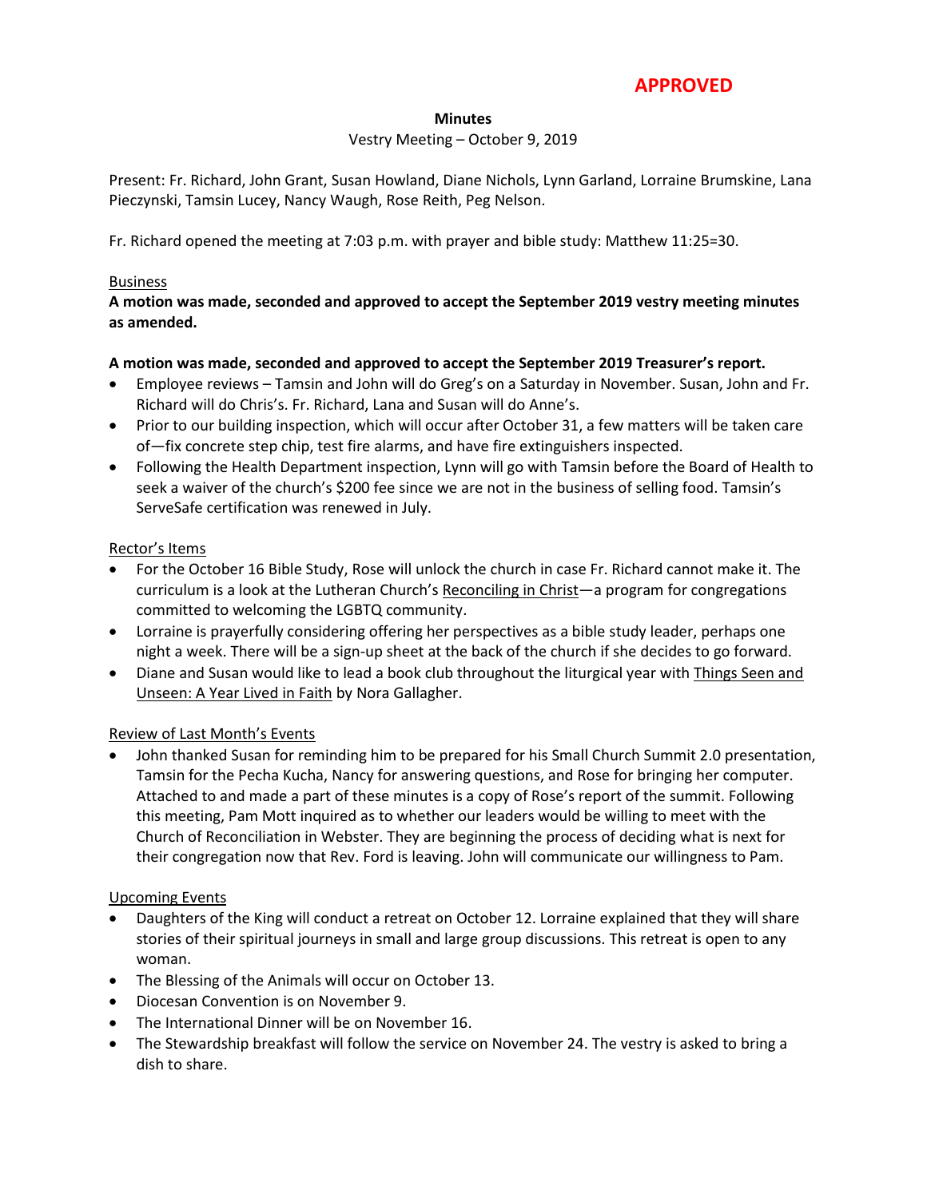**APPROVED**

**Minutes**

Vestry Meeting – October 9, 2019

Present: Fr. Richard, John Grant, Susan Howland, Diane Nichols, Lynn Garland, Lorraine Brumskine, Lana Pieczynski, Tamsin Lucey, Nancy Waugh, Rose Reith, Peg Nelson.

Fr. Richard opened the meeting at 7:03 p.m. with prayer and bible study: Matthew 11:25=30.

Business

**A motion was made, seconded and approved to accept the September 2019 vestry meeting minutes as amended.**

**A motion was made, seconded and approved to accept the September 2019 Treasurer's report.**

- Employee reviews – Tamsin and John will do Greg's on a Saturday in November. Susan, John and Fr. Richard will do Chris's. Fr. Richard, Lana and Susan will do Anne's.
- Prior to our building inspection, which will occur after October 31, a few matters will be taken care of—fix concrete step chip, test fire alarms, and have fire extinguishers inspected.
- Following the Health Department inspection, Lynn will go with Tamsin before the Board of Health to seek a waiver of the church's $200 fee since we are not in the business of selling food. Tamsin's ServeSafe certification was renewed in July.

Rector's Items

- For the October 16 Bible Study, Rose will unlock the church in case Fr. Richard cannot make it. The curriculum is a look at the Lutheran Church's Reconciling in Christ—a program for congregations committed to welcoming the LGBTQ community.
- Lorraine is prayerfully considering offering her perspectives as a bible study leader, perhaps one night a week. There will be a sign-up sheet at the back of the church if she decides to go forward.
- Diane and Susan would like to lead a book club throughout the liturgical year with Things Seen and Unseen: A Year Lived in Faith by Nora Gallagher.

Review of Last Month's Events

- John thanked Susan for reminding him to be prepared for his Small Church Summit 2.0 presentation, Tamsin for the Pecha Kucha, Nancy for answering questions, and Rose for bringing her computer. Attached to and made a part of these minutes is a copy of Rose's report of the summit. Following this meeting, Pam Mott inquired as to whether our leaders would be willing to meet with the Church of Reconciliation in Webster. They are beginning the process of deciding what is next for their congregation now that Rev. Ford is leaving. John will communicate our willingness to Pam.

Upcoming Events

- Daughters of the King will conduct a retreat on October 12. Lorraine explained that they will share stories of their spiritual journeys in small and large group discussions. This retreat is open to any woman.
- The Blessing of the Animals will occur on October 13.
- Diocesan Convention is on November 9.
- The International Dinner will be on November 16.
- The Stewardship breakfast will follow the service on November 24. The vestry is asked to bring a dish to share.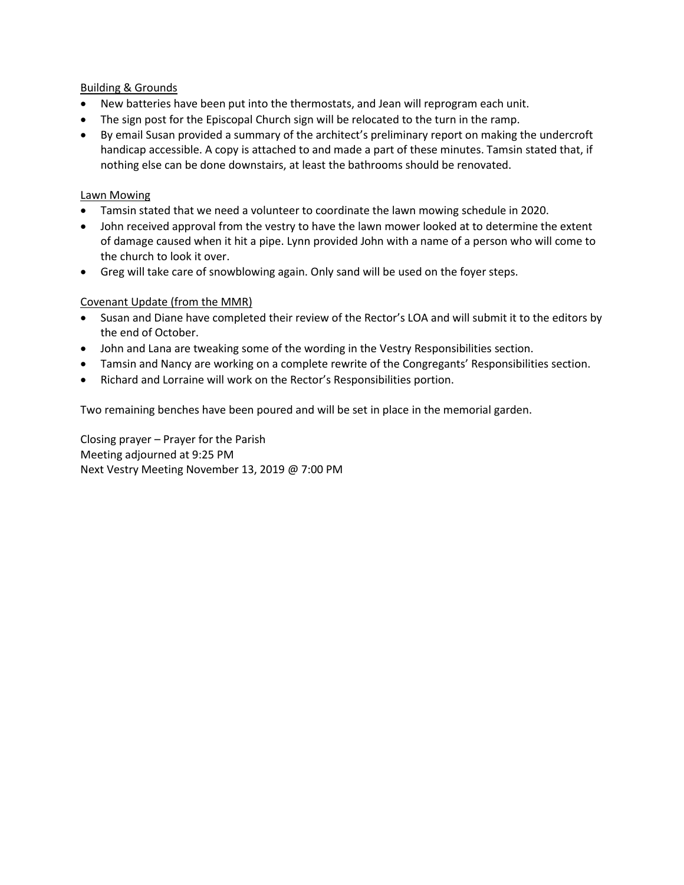<u>Building & Grounds</u>

- New batteries have been put into the thermostats, and Jean will reprogram each unit.
- The sign post for the Episcopal Church sign will be relocated to the turn in the ramp.
- By email Susan provided a summary of the architect's preliminary report on making the undercroft handicap accessible. A copy is attached to and made a part of these minutes. Tamsin stated that, if nothing else can be done downstairs, at least the bathrooms should be renovated.

<u>Lawn Mowing</u>

- Tamsin stated that we need a volunteer to coordinate the lawn mowing schedule in 2020.
- John received approval from the vestry to have the lawn mower looked at to determine the extent of damage caused when it hit a pipe. Lynn provided John with a name of a person who will come to the church to look it over.
- Greg will take care of snowblowing again. Only sand will be used on the foyer steps.

<u>Covenant Update (from the MMR)</u>

- Susan and Diane have completed their review of the Rector's LOA and will submit it to the editors by the end of October.
- John and Lana are tweaking some of the wording in the Vestry Responsibilities section.
- Tamsin and Nancy are working on a complete rewrite of the Congregants' Responsibilities section.
- Richard and Lorraine will work on the Rector's Responsibilities portion.

Two remaining benches have been poured and will be set in place in the memorial garden.

Closing prayer – Prayer for the Parish
Meeting adjourned at 9:25 PM
Next Vestry Meeting November 13, 2019 @ 7:00 PM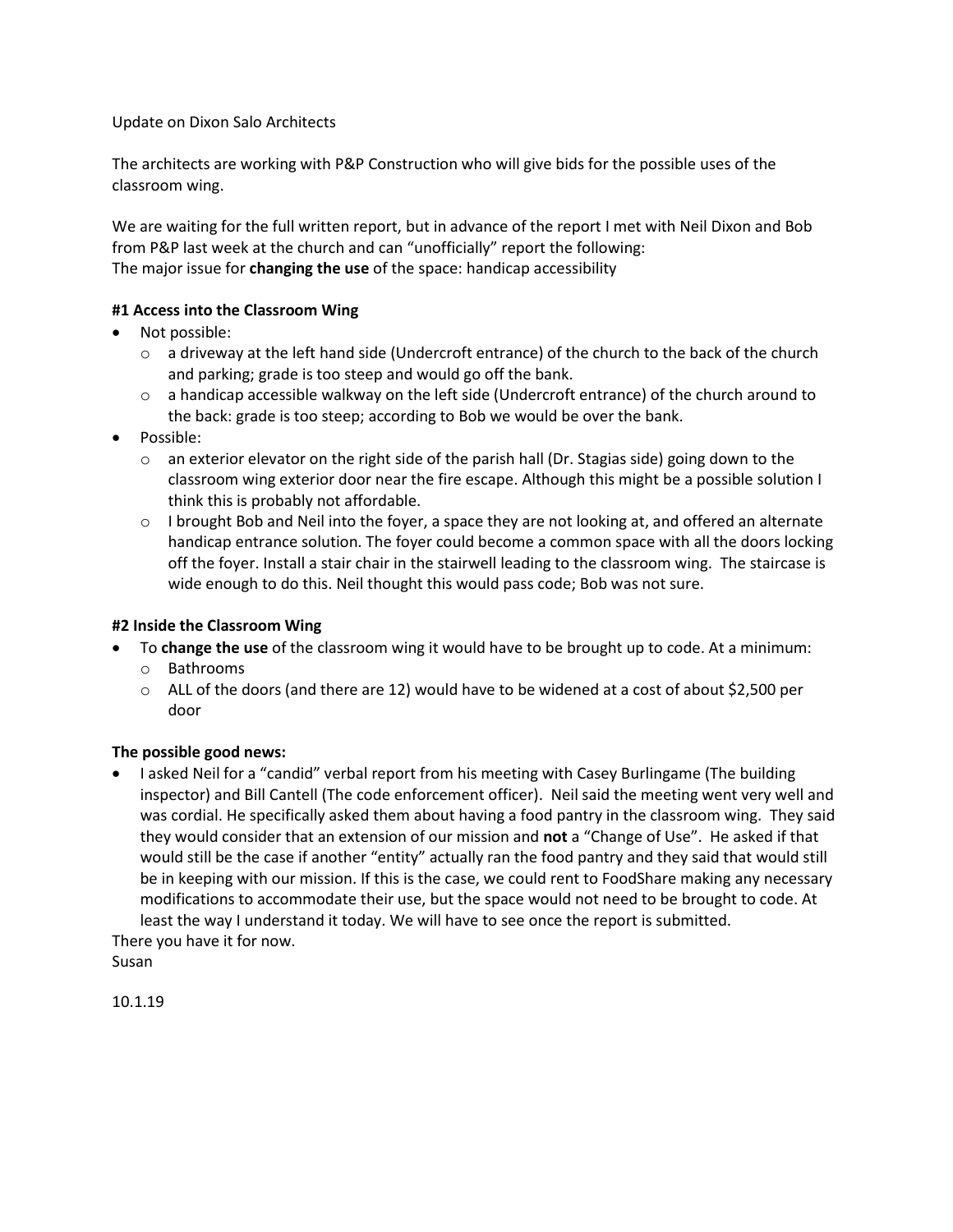Update on Dixon Salo Architects

The architects are working with P&P Construction who will give bids for the possible uses of the classroom wing.

We are waiting for the full written report, but in advance of the report I met with Neil Dixon and Bob from P&P last week at the church and can "unofficially" report the following:
The major issue for **changing the use** of the space: handicap accessibility

**#1 Access into the Classroom Wing**

- Not possible:
  - a driveway at the left hand side (Undercroft entrance) of the church to the back of the church and parking; grade is too steep and would go off the bank.
  - a handicap accessible walkway on the left side (Undercroft entrance) of the church around to the back: grade is too steep; according to Bob we would be over the bank.
- Possible:
  - an exterior elevator on the right side of the parish hall (Dr. Stagias side) going down to the classroom wing exterior door near the fire escape. Although this might be a possible solution I think this is probably not affordable.
  - I brought Bob and Neil into the foyer, a space they are not looking at, and offered an alternate handicap entrance solution. The foyer could become a common space with all the doors locking off the foyer. Install a stair chair in the stairwell leading to the classroom wing. The staircase is wide enough to do this. Neil thought this would pass code; Bob was not sure.

**#2 Inside the Classroom Wing**

- To **change the use** of the classroom wing it would have to be brought up to code. At a minimum:
  - Bathrooms
  - ALL of the doors (and there are 12) would have to be widened at a cost of about $2,500 per door

**The possible good news:**

- I asked Neil for a "candid" verbal report from his meeting with Casey Burlingame (The building inspector) and Bill Cantell (The code enforcement officer). Neil said the meeting went very well and was cordial. He specifically asked them about having a food pantry in the classroom wing. They said they would consider that an extension of our mission and **not** a "Change of Use". He asked if that would still be the case if another "entity" actually ran the food pantry and they said that would still be in keeping with our mission. If this is the case, we could rent to FoodShare making any necessary modifications to accommodate their use, but the space would not need to be brought to code. At least the way I understand it today. We will have to see once the report is submitted.

There you have it for now.
Susan

10.1.19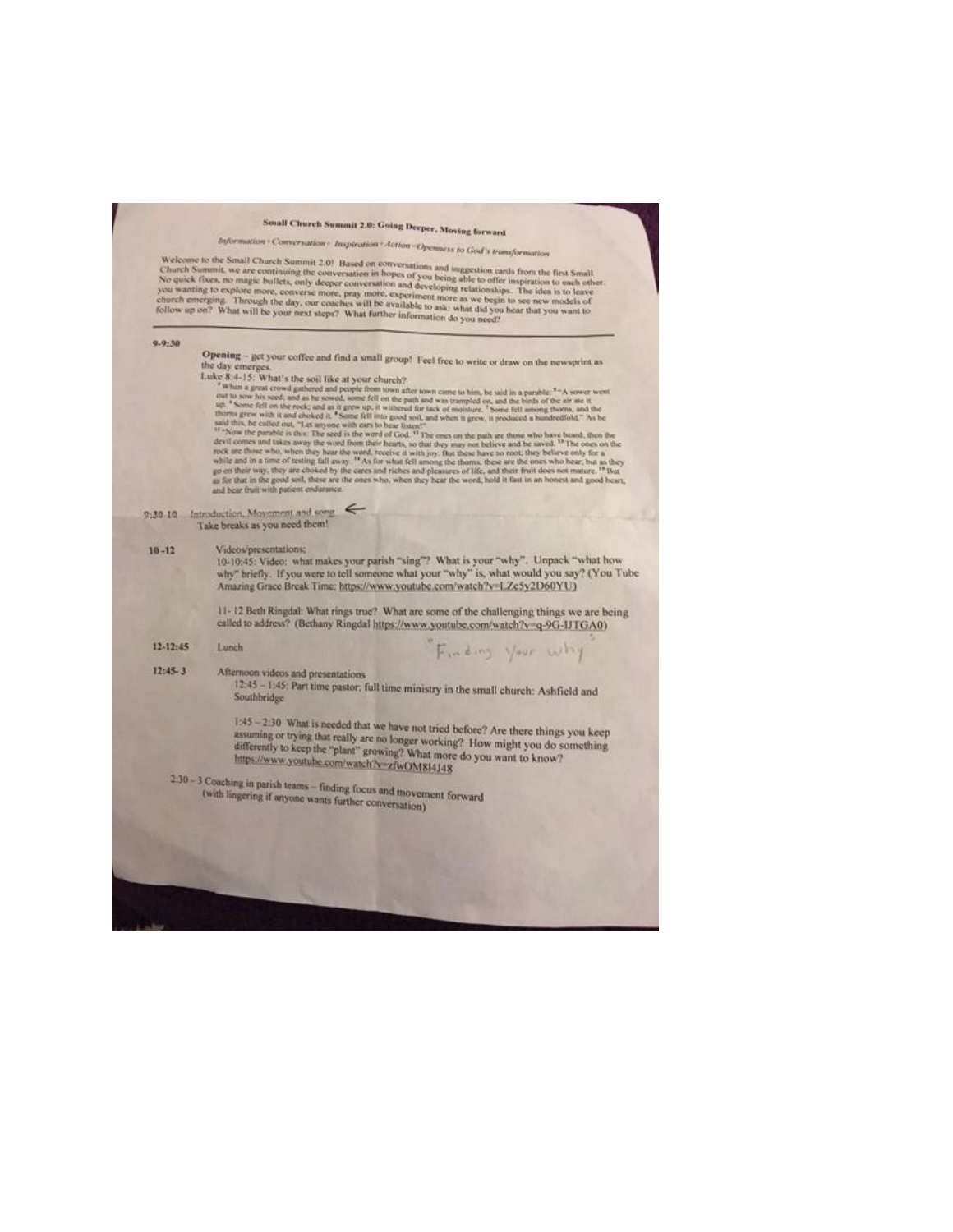## Small Church Summit 2.0: Going Deeper, Moving forward

*Information + Conversation + Inspiration + Action = Openness to God's transformation*

Welcome to the Small Church Summit 2.0! Based on conversations and suggestion cards from the first Small Church Summit, we are continuing the conversation in hopes of you being able to offer inspiration to each other. No quick fixes, no magic bullets, only deeper conversation and developing relationships. The idea is to leave you wanting to explore more, converse more, pray more, experiment more as we begin to see new models of church emerging. Through the day, our coaches will be available to ask: what did you hear that you want to follow up on? What will be your next steps? What further information do you need?

---

**9-9:30**

**Opening** – get your coffee and find a small group! Feel free to write or draw on the newsprint as the day emerges.

Luke 8:4-15: What's the soil like at your church?

[4] When a great crowd gathered and people from town after town came to him, he said in a parable: [5] "A sower went out to sow his seed; and as he sowed, some fell on the path and was trampled on, and the birds of the air ate it up. [6] Some fell on the rock; and as it grew up, it withered for lack of moisture. [7] Some fell among thorns, and the thorns grew with it and choked it. [8] Some fell into good soil, and when it grew, it produced a hundredfold." As he said this, he called out, "Let anyone with ears to hear listen!"

[11] "Now the parable is this: The seed is the word of God. [12] The ones on the path are those who have heard; then the devil comes and takes away the word from their hearts, so that they may not believe and be saved. [13] The ones on the rock are those who, when they hear the word, receive it with joy. But these have no root; they believe only for a while and in a time of testing fall away. [14] As for what fell among the thorns, these are the ones who hear; but as they go on their way, they are choked by the cares and riches and pleasures of life, and their fruit does not mature. [15] But as for that in the good soil, these are the ones who, when they hear the word, hold it fast in an honest and good heart, and bear fruit with patient endurance.

**9:30-10** Introduction, Movement and song ←

Take breaks as you need them!

**10-12** Videos/presentations:

10-10:45: Video: what makes your parish "sing"? What is your "why". Unpack "what how why" briefly. If you were to tell someone what your "why" is, what would you say? (You Tube Amazing Grace Break Time: https://www.youtube.com/watch?v=LZe5y2D60YU)

11- 12 Beth Ringdal: What rings true? What are some of the challenging things we are being called to address? (Bethany Ringdal https://www.youtube.com/watch?v=q-9G-IJTGA0)

**12-12:45** Lunch

"Finding your why"

**12:45- 3** Afternoon videos and presentations

12:45 – 1:45: Part time pastor; full time ministry in the small church: Ashfield and Southbridge

1:45 – 2:30 What is needed that we have not tried before? Are there things you keep assuming or trying that really are no longer working? How might you do something differently to keep the "plant" growing? What more do you want to know? https://www.youtube.com/watch?v=zfwOM8I4J48

2:30 – 3 Coaching in parish teams – finding focus and movement forward (with lingering if anyone wants further conversation)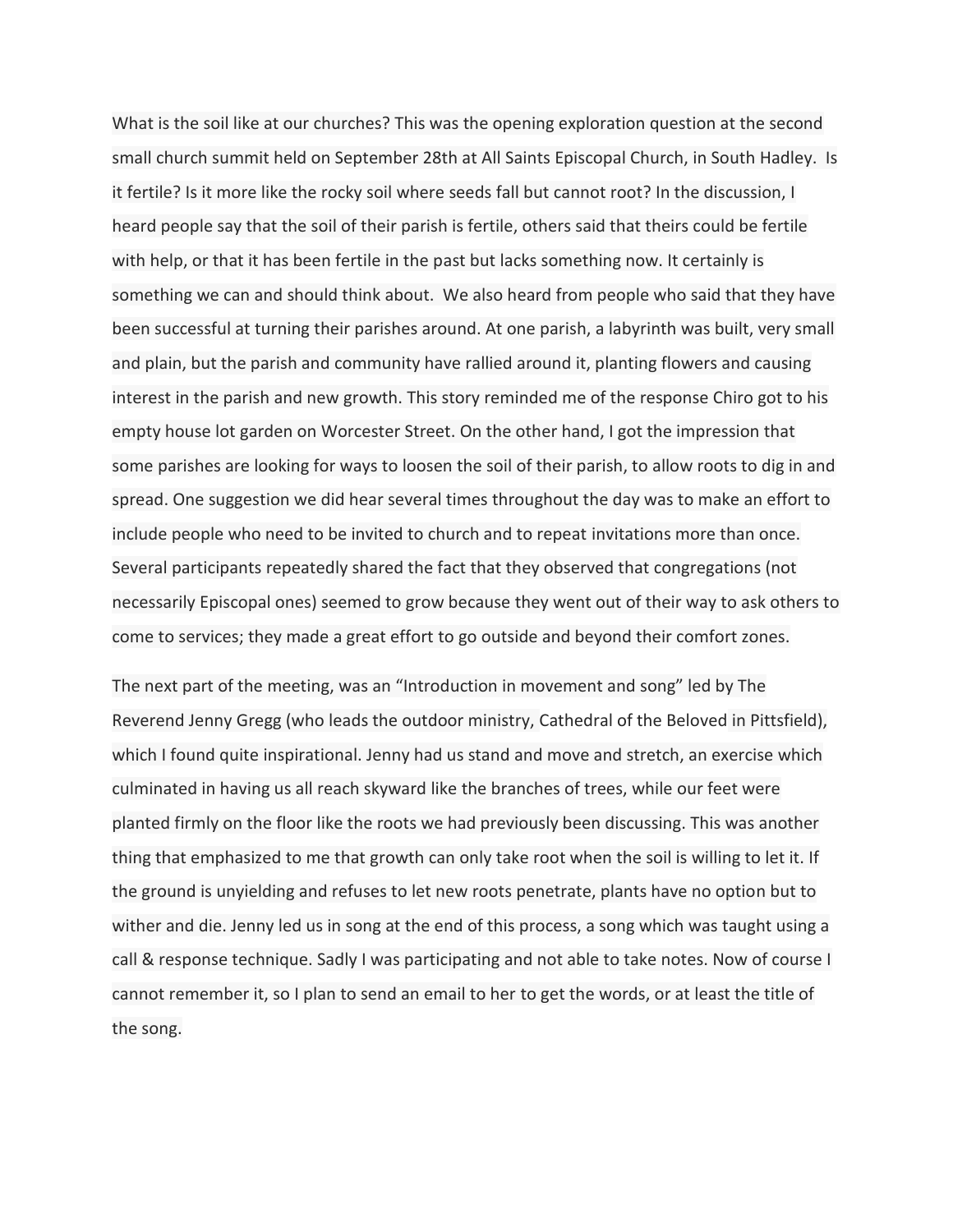What is the soil like at our churches? This was the opening exploration question at the second small church summit held on September 28th at All Saints Episcopal Church, in South Hadley. Is it fertile? Is it more like the rocky soil where seeds fall but cannot root? In the discussion, I heard people say that the soil of their parish is fertile, others said that theirs could be fertile with help, or that it has been fertile in the past but lacks something now. It certainly is something we can and should think about. We also heard from people who said that they have been successful at turning their parishes around. At one parish, a labyrinth was built, very small and plain, but the parish and community have rallied around it, planting flowers and causing interest in the parish and new growth. This story reminded me of the response Chiro got to his empty house lot garden on Worcester Street. On the other hand, I got the impression that some parishes are looking for ways to loosen the soil of their parish, to allow roots to dig in and spread. One suggestion we did hear several times throughout the day was to make an effort to include people who need to be invited to church and to repeat invitations more than once. Several participants repeatedly shared the fact that they observed that congregations (not necessarily Episcopal ones) seemed to grow because they went out of their way to ask others to come to services; they made a great effort to go outside and beyond their comfort zones.

The next part of the meeting, was an "Introduction in movement and song" led by The Reverend Jenny Gregg (who leads the outdoor ministry, Cathedral of the Beloved in Pittsfield), which I found quite inspirational. Jenny had us stand and move and stretch, an exercise which culminated in having us all reach skyward like the branches of trees, while our feet were planted firmly on the floor like the roots we had previously been discussing. This was another thing that emphasized to me that growth can only take root when the soil is willing to let it. If the ground is unyielding and refuses to let new roots penetrate, plants have no option but to wither and die. Jenny led us in song at the end of this process, a song which was taught using a call & response technique. Sadly I was participating and not able to take notes. Now of course I cannot remember it, so I plan to send an email to her to get the words, or at least the title of the song.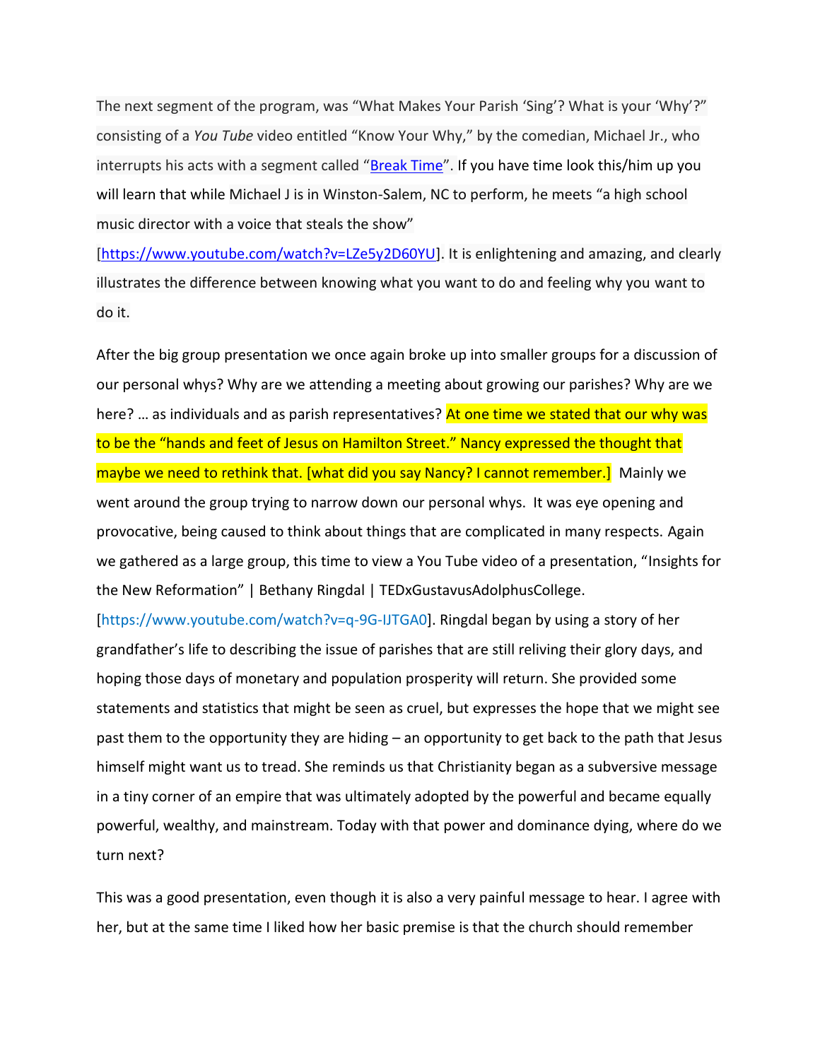The next segment of the program, was "What Makes Your Parish 'Sing'? What is your 'Why'?" consisting of a *You Tube* video entitled "Know Your Why," by the comedian, Michael Jr., who interrupts his acts with a segment called "Break Time". If you have time look this/him up you will learn that while Michael J is in Winston-Salem, NC to perform, he meets "a high school music director with a voice that steals the show" [https://www.youtube.com/watch?v=LZe5y2D60YU]. It is enlightening and amazing, and clearly illustrates the difference between knowing what you want to do and feeling why you want to do it.

After the big group presentation we once again broke up into smaller groups for a discussion of our personal whys? Why are we attending a meeting about growing our parishes? Why are we here? … as individuals and as parish representatives? At one time we stated that our why was to be the "hands and feet of Jesus on Hamilton Street." Nancy expressed the thought that maybe we need to rethink that. [what did you say Nancy? I cannot remember.] Mainly we went around the group trying to narrow down our personal whys. It was eye opening and provocative, being caused to think about things that are complicated in many respects. Again we gathered as a large group, this time to view a You Tube video of a presentation, "Insights for the New Reformation" | Bethany Ringdal | TEDxGustavusAdolphusCollege. [https://www.youtube.com/watch?v=q-9G-IJTGA0]. Ringdal began by using a story of her grandfather's life to describing the issue of parishes that are still reliving their glory days, and hoping those days of monetary and population prosperity will return. She provided some statements and statistics that might be seen as cruel, but expresses the hope that we might see past them to the opportunity they are hiding – an opportunity to get back to the path that Jesus himself might want us to tread. She reminds us that Christianity began as a subversive message in a tiny corner of an empire that was ultimately adopted by the powerful and became equally powerful, wealthy, and mainstream. Today with that power and dominance dying, where do we turn next?

This was a good presentation, even though it is also a very painful message to hear. I agree with her, but at the same time I liked how her basic premise is that the church should remember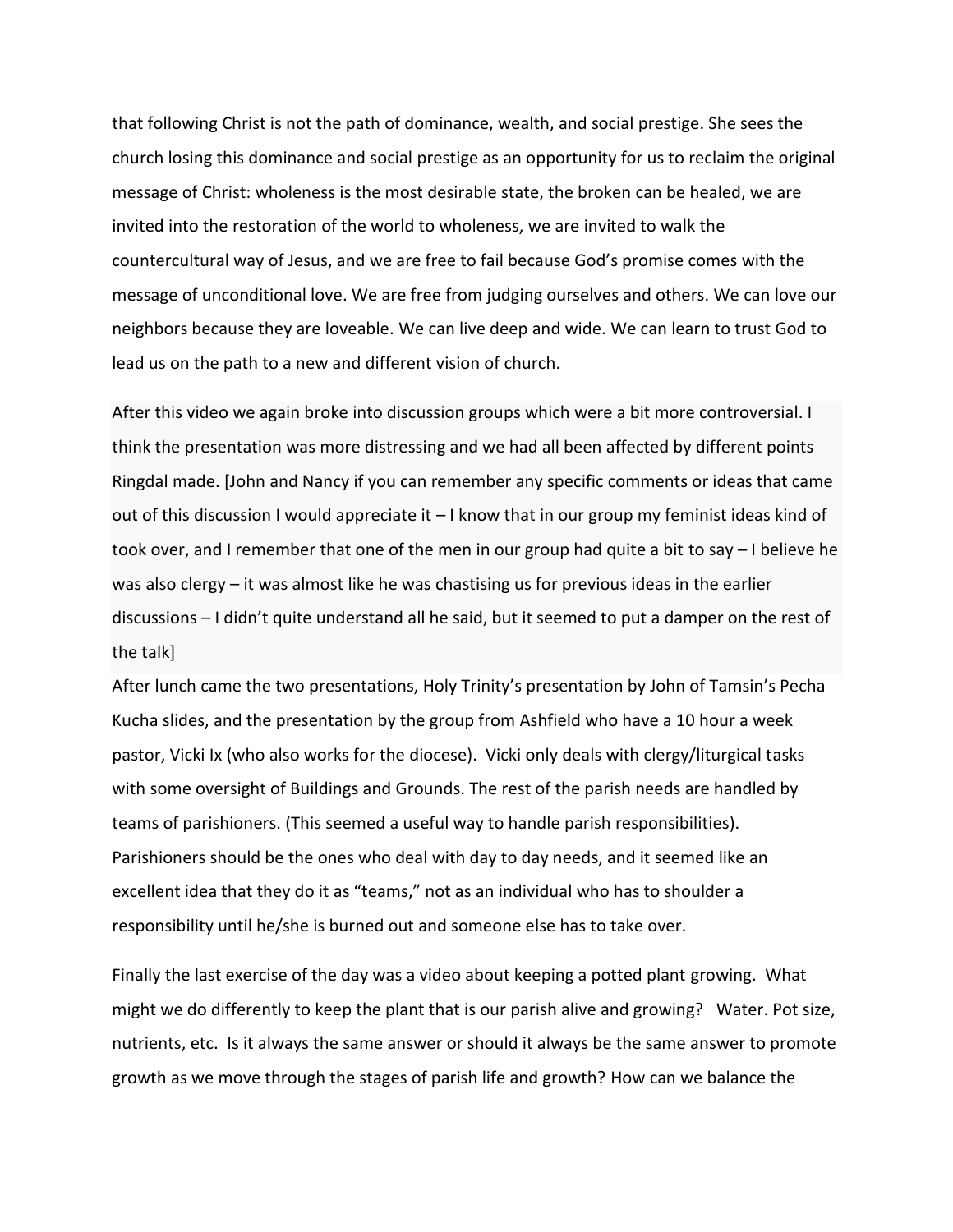that following Christ is not the path of dominance, wealth, and social prestige. She sees the church losing this dominance and social prestige as an opportunity for us to reclaim the original message of Christ: wholeness is the most desirable state, the broken can be healed, we are invited into the restoration of the world to wholeness, we are invited to walk the countercultural way of Jesus, and we are free to fail because God's promise comes with the message of unconditional love. We are free from judging ourselves and others. We can love our neighbors because they are loveable. We can live deep and wide. We can learn to trust God to lead us on the path to a new and different vision of church.

After this video we again broke into discussion groups which were a bit more controversial. I think the presentation was more distressing and we had all been affected by different points Ringdal made. [John and Nancy if you can remember any specific comments or ideas that came out of this discussion I would appreciate it – I know that in our group my feminist ideas kind of took over, and I remember that one of the men in our group had quite a bit to say – I believe he was also clergy – it was almost like he was chastising us for previous ideas in the earlier discussions – I didn't quite understand all he said, but it seemed to put a damper on the rest of the talk]

After lunch came the two presentations, Holy Trinity's presentation by John of Tamsin's Pecha Kucha slides, and the presentation by the group from Ashfield who have a 10 hour a week pastor, Vicki Ix (who also works for the diocese). Vicki only deals with clergy/liturgical tasks with some oversight of Buildings and Grounds. The rest of the parish needs are handled by teams of parishioners. (This seemed a useful way to handle parish responsibilities). Parishioners should be the ones who deal with day to day needs, and it seemed like an excellent idea that they do it as "teams," not as an individual who has to shoulder a responsibility until he/she is burned out and someone else has to take over.

Finally the last exercise of the day was a video about keeping a potted plant growing. What might we do differently to keep the plant that is our parish alive and growing? Water. Pot size, nutrients, etc. Is it always the same answer or should it always be the same answer to promote growth as we move through the stages of parish life and growth? How can we balance the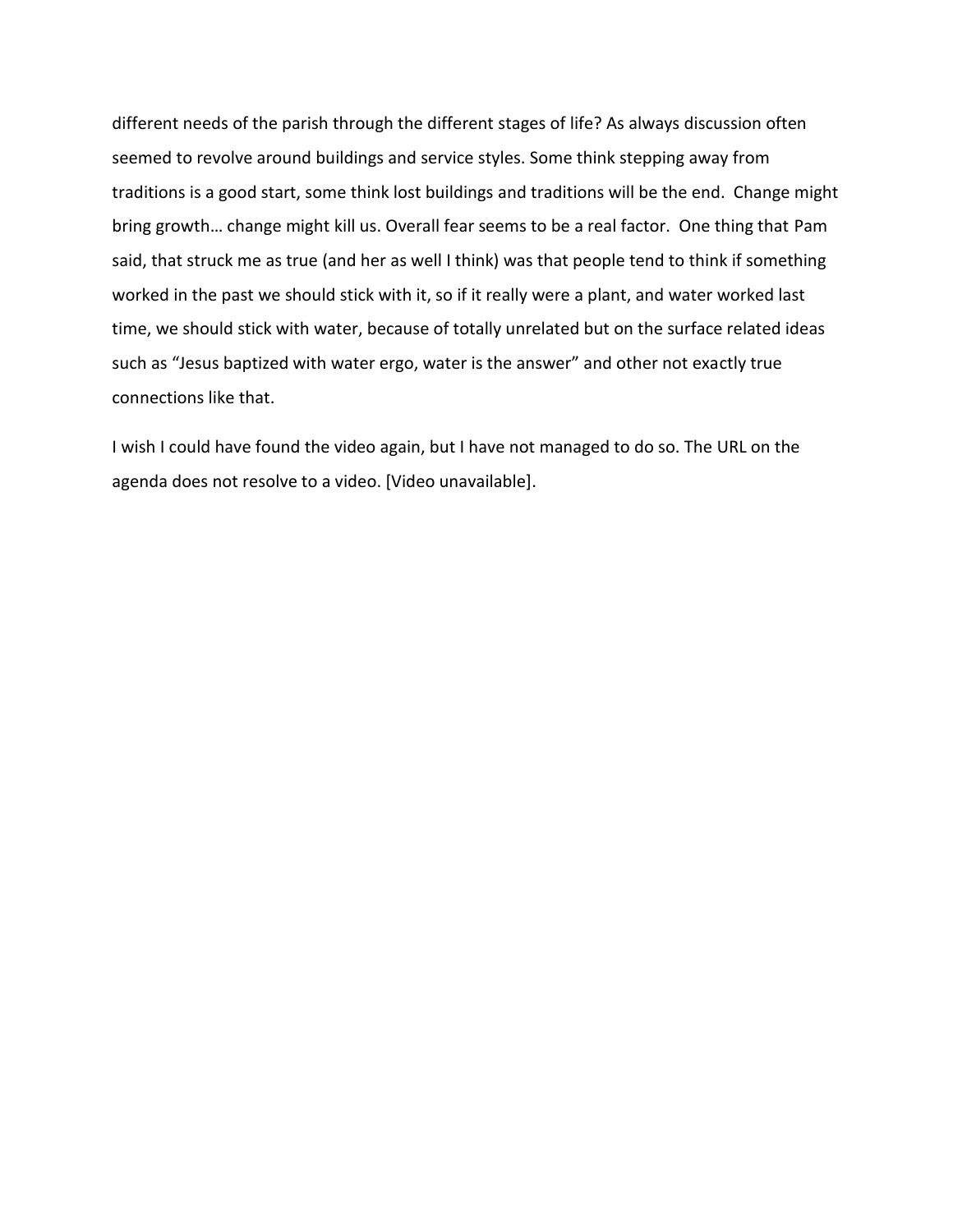different needs of the parish through the different stages of life? As always discussion often seemed to revolve around buildings and service styles. Some think stepping away from traditions is a good start, some think lost buildings and traditions will be the end. Change might bring growth… change might kill us. Overall fear seems to be a real factor. One thing that Pam said, that struck me as true (and her as well I think) was that people tend to think if something worked in the past we should stick with it, so if it really were a plant, and water worked last time, we should stick with water, because of totally unrelated but on the surface related ideas such as "Jesus baptized with water ergo, water is the answer" and other not exactly true connections like that.

I wish I could have found the video again, but I have not managed to do so. The URL on the agenda does not resolve to a video. [Video unavailable].